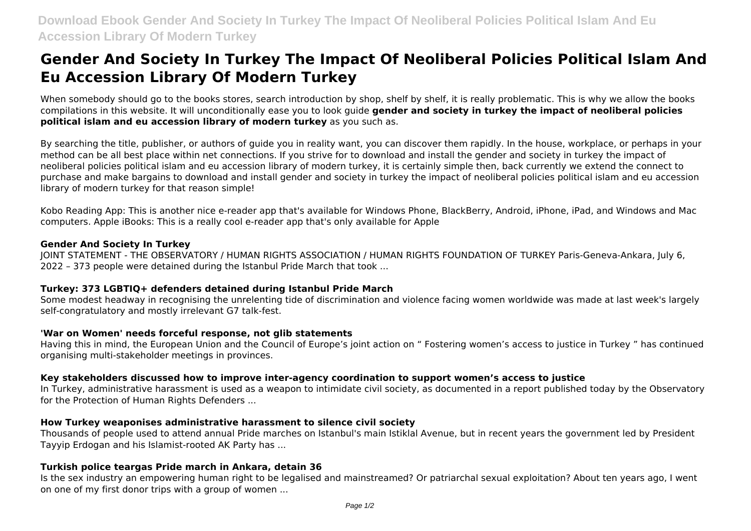# Gender And Society In Turkey The Impact Of Neoliberal Policies Political Islam And Eu Accession Library Of Modern Turkey

When somebody should go to the books stores, search introduction by shop, shelf by shelf, it is really problematic. This is why we allow the books compilations in this website. It will unconditionally ease you to look guide **gender and society in turkey the impact of neoliberal policies political islam and eu accession library of modern turkey** as you such as.

By searching the title, publisher, or authors of guide you in reality want, you can discover them rapidly. In the house, workplace, or perhaps in your method can be all best place within net connections. If you strive for to download and install the gender and society in turkey the impact of neoliberal policies political islam and eu accession library of modern turkey, it is certainly simple then, back currently we extend the connect to purchase and make bargains to download and install gender and society in turkey the impact of neoliberal policies political islam and eu accession library of modern turkey for that reason simple!

Kobo Reading App: This is another nice e-reader app that's available for Windows Phone, BlackBerry, Android, iPhone, iPad, and Windows and Mac computers. Apple iBooks: This is a really cool e-reader app that's only available for Apple

### Gender And Society In Turkey

JOINT STATEMENT - THE OBSERVATORY / HUMAN RIGHTS ASSOCIATION / HUMAN RIGHTS FOUNDATION OF TURKEY Paris-Geneva-Ankara, July 6, 2022 – 373 people were detained during the Istanbul Pride March that took ...

### Turkey: 373 LGBTIQ+ defenders detained during Istanbul Pride March

Some modest headway in recognising the unrelenting tide of discrimination and violence facing women worldwide was made at last week's largely self-congratulatory and mostly irrelevant G7 talk-fest.

### 'War on Women' needs forceful response, not glib statements

Having this in mind, the European Union and the Council of Europe's joint action on " Fostering women's access to justice in Turkey " has continued organising multi-stakeholder meetings in provinces.

### Key stakeholders discussed how to improve inter-agency coordination to support women's access to justice

In Turkey, administrative harassment is used as a weapon to intimidate civil society, as documented in a report published today by the Observatory for the Protection of Human Rights Defenders ...

### How Turkey weaponises administrative harassment to silence civil society

Thousands of people used to attend annual Pride marches on Istanbul's main Istiklal Avenue, but in recent years the government led by President Tayyip Erdogan and his Islamist-rooted AK Party has ...

### Turkish police teargas Pride march in Ankara, detain 36

Is the sex industry an empowering human right to be legalised and mainstreamed? Or patriarchal sexual exploitation? About ten years ago, I went on one of my first donor trips with a group of women ...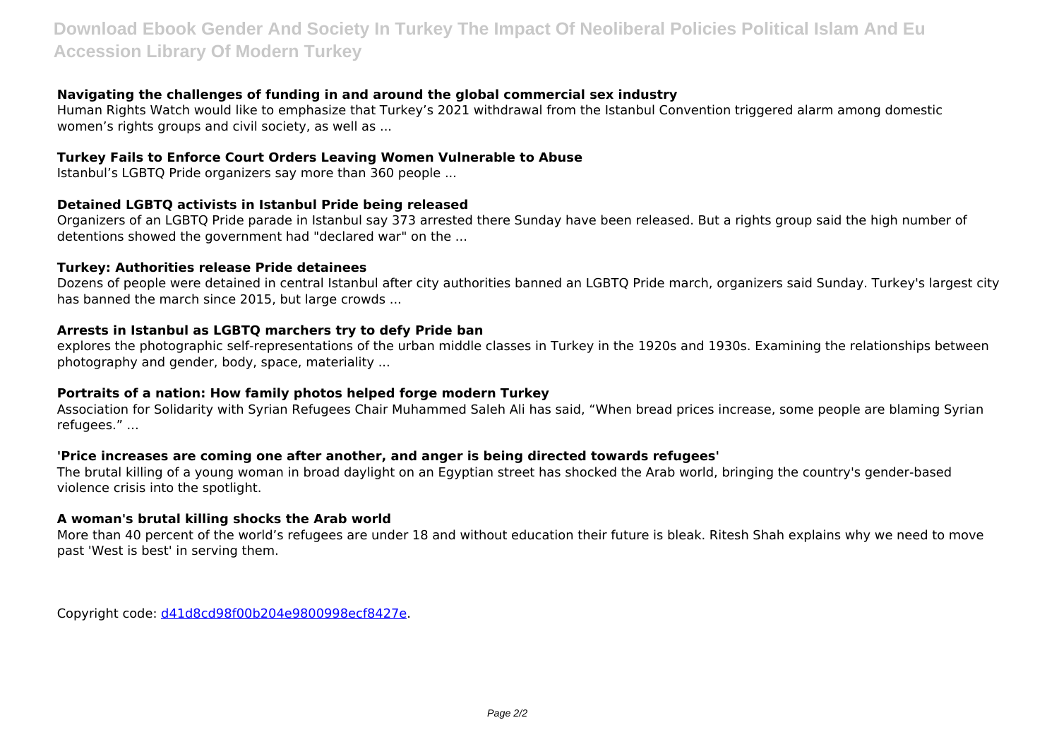### Navigating the challenges of funding in and around the global commercial sex industry

Human Rights Watch would like to emphasize that Turkey's 2021 withdrawal from the Istanbul Convention triggered alarm among domestic women's rights groups and civil society, as well as ...

### Turkey Fails to Enforce Court Orders Leaving Women Vulnerable to Abuse

Istanbul's LGBTQ Pride organizers say more than 360 people ...

### Detained LGBTQ activists in Istanbul Pride being released

Organizers of an LGBTQ Pride parade in Istanbul say 373 arrested there Sunday have been released. But a rights group said the high number of detentions showed the government had "declared war" on the ...

### Turkey: Authorities release Pride detainees

Dozens of people were detained in central Istanbul after city authorities banned an LGBTQ Pride march, organizers said Sunday. Turkey's largest city has banned the march since 2015, but large crowds ...

### Arrests in Istanbul as LGBTQ marchers try to defy Pride ban

explores the photographic self-representations of the urban middle classes in Turkey in the 1920s and 1930s. Examining the relationships between photography and gender, body, space, materiality ...

### Portraits of a nation: How family photos helped forge modern Turkey

Association for Solidarity with Syrian Refugees Chair Muhammed Saleh Ali has said, "When bread prices increase, some people are blaming Syrian refugees." ...

### 'Price increases are coming one after another, and anger is being directed towards refugees'

The brutal killing of a young woman in broad daylight on an Egyptian street has shocked the Arab world, bringing the country's gender-based violence crisis into the spotlight.

### A woman's brutal killing shocks the Arab world

More than 40 percent of the world's refugees are under 18 and without education their future is bleak. Ritesh Shah explains why we need to move past 'West is best' in serving them.

Copyright code: d41d8cd98f00b204e9800998ecf8427e.